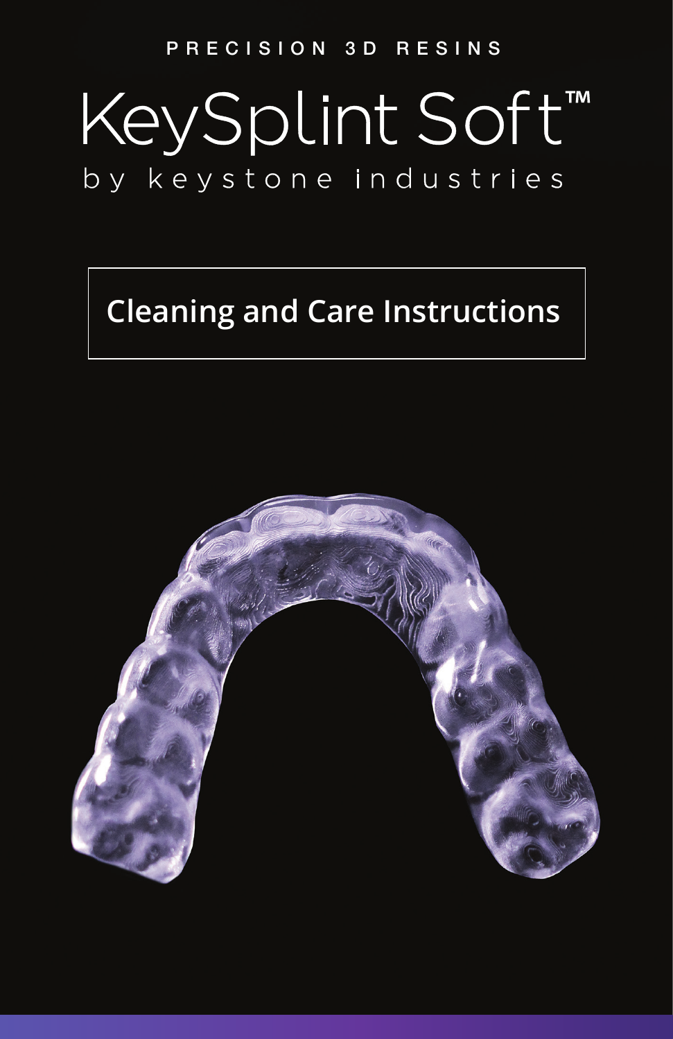PRECISION 3D RESINS

# KeySplint Soft™

by keystone industries

## Cleaning and Care Instructions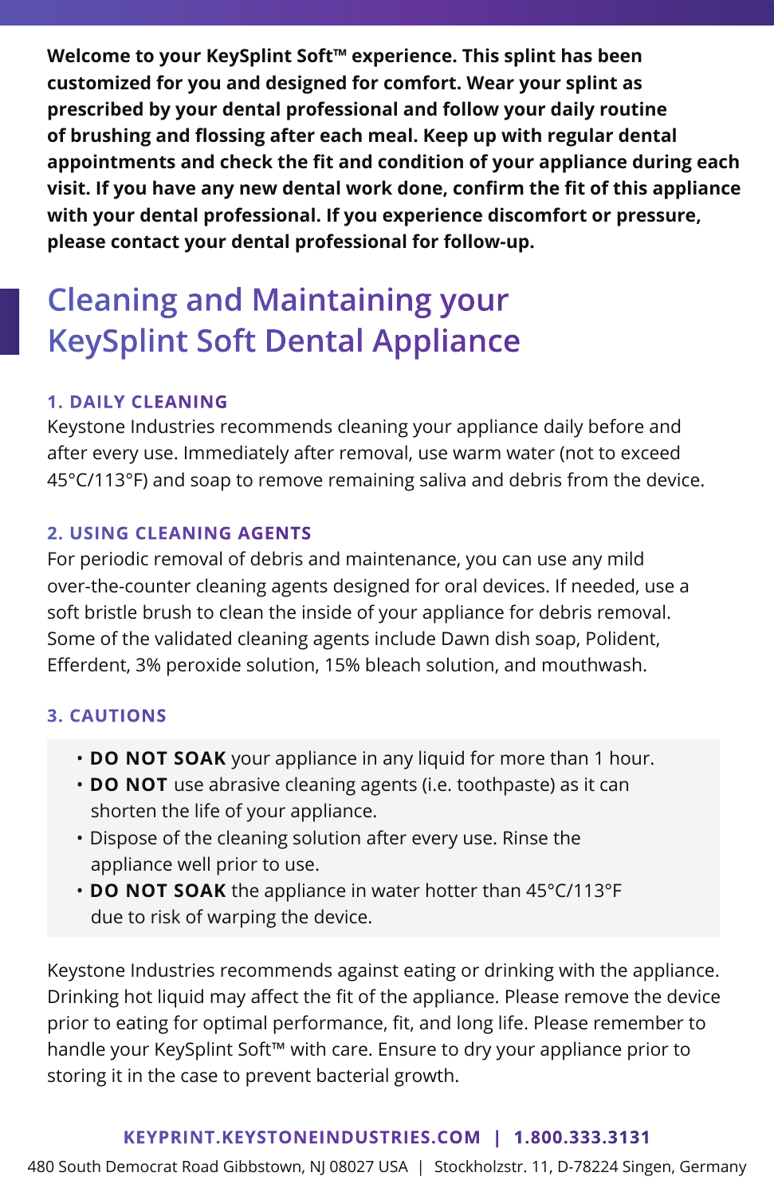**Welcome to your KeySplint Soft™ experience. This splint has been customized for you and designed for comfort. Wear your splint as prescribed by your dental professional and follow your daily routine of brushing and flossing after each meal. Keep up with regular dental appointments and check the fit and condition of your appliance during each visit. If you have any new dental work done, confirm the fit of this appliance with your dental professional. If you experience discomfort or pressure, please contact your dental professional for follow-up.**

# Cleaning and Maintaining your KeySplint Soft Dental Appliance

### 1. DAILY CLEANING

Keystone Industries recommends cleaning your appliance daily before and after every use. Immediately after removal, use warm water (not to exceed 45°C/113°F) and soap to remove remaining saliva and debris from the device.

### 2. USING CLEANING AGENTS

For periodic removal of debris and maintenance, you can use any mild over-the-counter cleaning agents designed for oral devices. If needed, use a soft bristle brush to clean the inside of your appliance for debris removal. Some of the validated cleaning agents include Dawn dish soap, Polident, Efferdent, 3% peroxide solution, 15% bleach solution, and mouthwash.

### 3. CAUTIONS

- **DO NOT SOAK** your appliance in any liquid for more than 1 hour.
- **DO NOT** use abrasive cleaning agents (i.e. toothpaste) as it can shorten the life of your appliance.
- Dispose of the cleaning solution after every use. Rinse the appliance well prior to use.
- **DO NOT SOAK** the appliance in water hotter than 45°C/113°F due to risk of warping the device.

Keystone Industries recommends against eating or drinking with the appliance. Drinking hot liquid may affect the fit of the appliance. Please remove the device prior to eating for optimal performance, fit, and long life. Please remember to handle your KeySplint Soft™ with care. Ensure to dry your appliance prior to storing it in the case to prevent bacterial growth.

**KEYPRINT.KEYSTONEINDUSTRIES.COM | 1.800.333.3131**

480 South Democrat Road Gibbstown, NJ 08027 USA | Stockholzstr. 11, D-78224 Singen, Germany